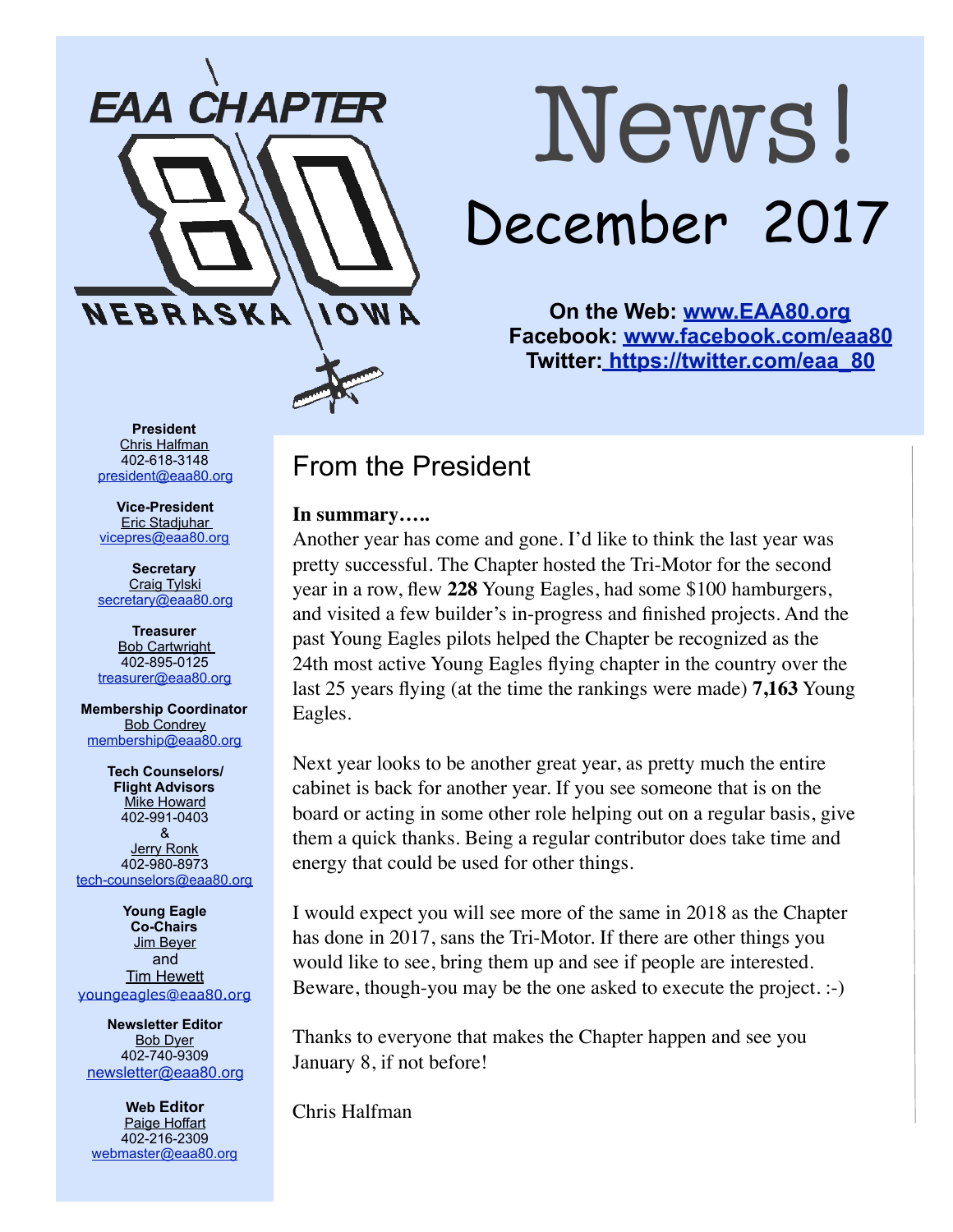EAA CHAPTER 80 NEBRASKA IOWA

# News!

## December 2017

**On the Web: [www.EAA80.org](http://www.EAA80.org)**
**Facebook: [www.facebook.com/eaa80](http://www.facebook.com/eaa80)**
**Twitter: [https://twitter.com/eaa_80](https://twitter.com/eaa_80)**

**President**
Chris Halfman
402-618-3148
president@eaa80.org

**Vice-President**
Eric Stadjuhar
vicepres@eaa80.org

**Secretary**
Craig Tylski
secretary@eaa80.org

**Treasurer**
Bob Cartwright
402-895-0125
treasurer@eaa80.org

**Membership Coordinator**
Bob Condrey
membership@eaa80.org

**Tech Counselors/ Flight Advisors**
Mike Howard
402-991-0403
&
Jerry Ronk
402-980-8973
tech-counselors@eaa80.org

**Young Eagle Co-Chairs**
Jim Beyer
and
Tim Hewett
youngeagles@eaa80.org

**Newsletter Editor**
Bob Dyer
402-740-9309
newsletter@eaa80.org

**Web Editor**
Paige Hoffart
402-216-2309
webmaster@eaa80.org

## From the President

**In summary…..**

Another year has come and gone. I'd like to think the last year was pretty successful. The Chapter hosted the Tri-Motor for the second year in a row, flew **228** Young Eagles, had some $100 hamburgers, and visited a few builder's in-progress and finished projects. And the past Young Eagles pilots helped the Chapter be recognized as the 24th most active Young Eagles flying chapter in the country over the last 25 years flying (at the time the rankings were made) **7,163** Young Eagles.

Next year looks to be another great year, as pretty much the entire cabinet is back for another year. If you see someone that is on the board or acting in some other role helping out on a regular basis, give them a quick thanks. Being a regular contributor does take time and energy that could be used for other things.

I would expect you will see more of the same in 2018 as the Chapter has done in 2017, sans the Tri-Motor. If there are other things you would like to see, bring them up and see if people are interested. Beware, though-you may be the one asked to execute the project. :-)

Thanks to everyone that makes the Chapter happen and see you January 8, if not before!

Chris Halfman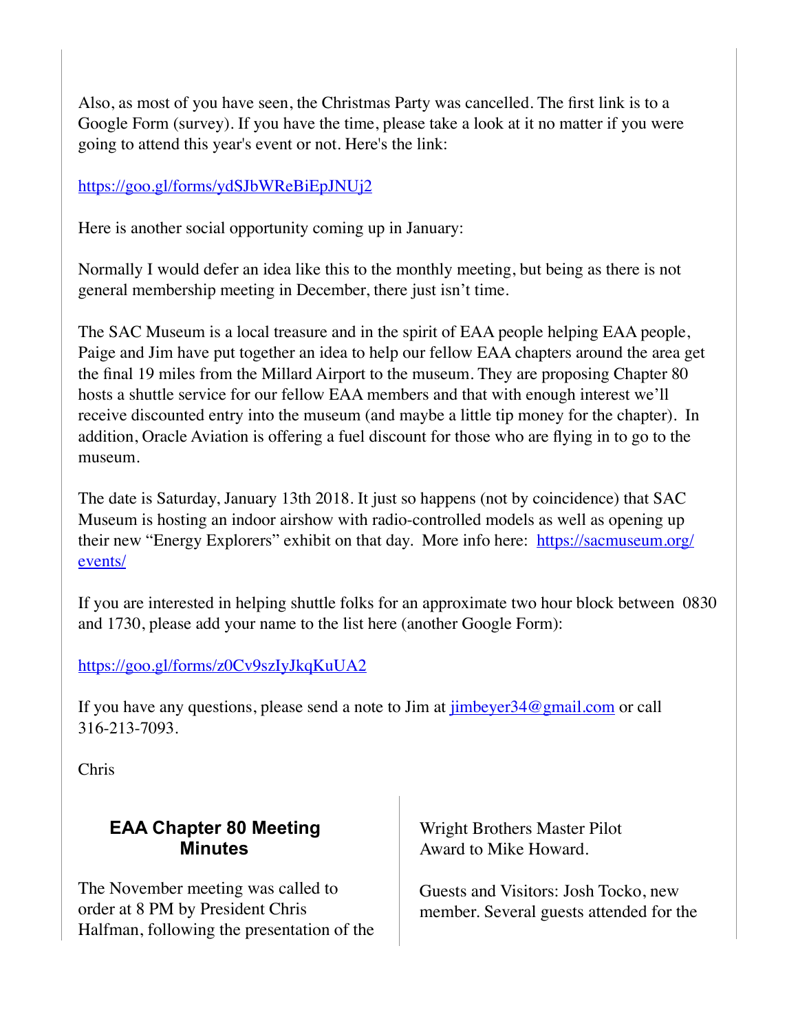Also, as most of you have seen, the Christmas Party was cancelled. The first link is to a Google Form (survey). If you have the time, please take a look at it no matter if you were going to attend this year's event or not. Here's the link:

https://goo.gl/forms/ydSJbWReBiEpJNUj2

Here is another social opportunity coming up in January:

Normally I would defer an idea like this to the monthly meeting, but being as there is not general membership meeting in December, there just isn't time.

The SAC Museum is a local treasure and in the spirit of EAA people helping EAA people, Paige and Jim have put together an idea to help our fellow EAA chapters around the area get the final 19 miles from the Millard Airport to the museum. They are proposing Chapter 80 hosts a shuttle service for our fellow EAA members and that with enough interest we'll receive discounted entry into the museum (and maybe a little tip money for the chapter). In addition, Oracle Aviation is offering a fuel discount for those who are flying in to go to the museum.

The date is Saturday, January 13th 2018. It just so happens (not by coincidence) that SAC Museum is hosting an indoor airshow with radio-controlled models as well as opening up their new "Energy Explorers" exhibit on that day. More info here: https://sacmuseum.org/events/

If you are interested in helping shuttle folks for an approximate two hour block between 0830 and 1730, please add your name to the list here (another Google Form):

https://goo.gl/forms/z0Cv9szIyJkqKuUA2

If you have any questions, please send a note to Jim at jimbeyer34@gmail.com or call 316-213-7093.

Chris

## EAA Chapter 80 Meeting Minutes

The November meeting was called to order at 8 PM by President Chris Halfman, following the presentation of the Wright Brothers Master Pilot Award to Mike Howard.

Guests and Visitors: Josh Tocko, new member. Several guests attended for the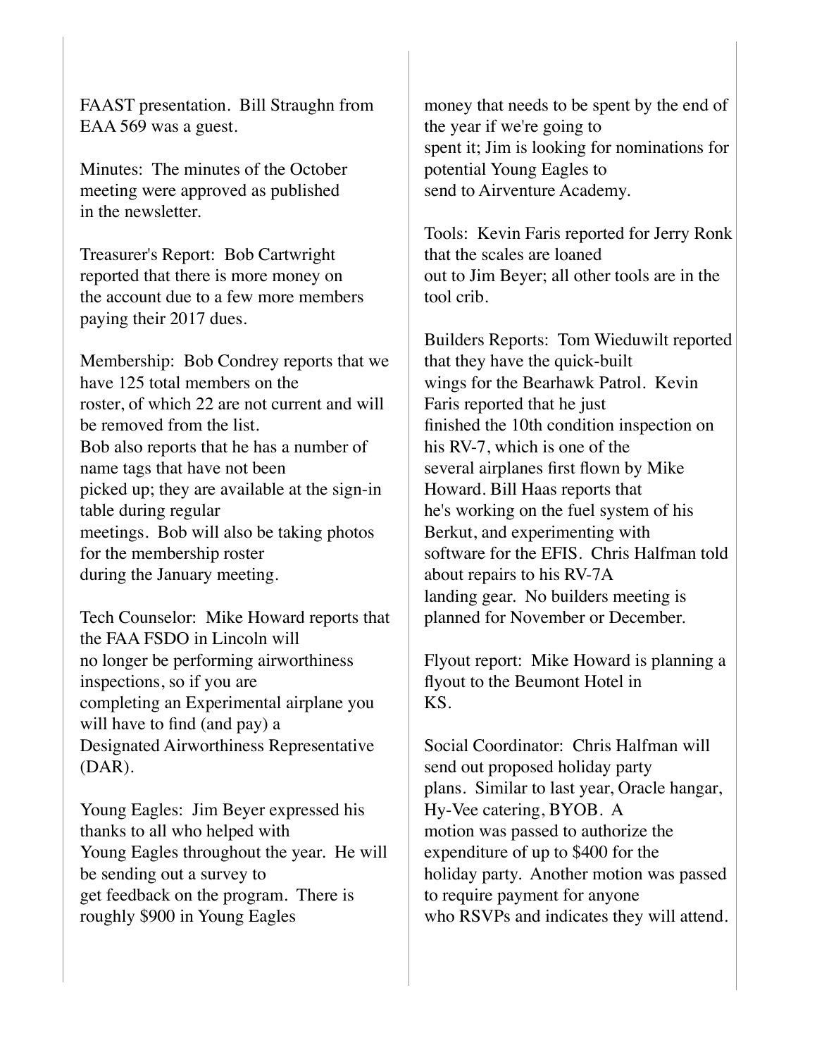FAAST presentation. Bill Straughn from EAA 569 was a guest.

Minutes: The minutes of the October meeting were approved as published in the newsletter.

Treasurer's Report: Bob Cartwright reported that there is more money on the account due to a few more members paying their 2017 dues.

Membership: Bob Condrey reports that we have 125 total members on the roster, of which 22 are not current and will be removed from the list.
Bob also reports that he has a number of name tags that have not been picked up; they are available at the sign-in table during regular meetings. Bob will also be taking photos for the membership roster during the January meeting.

Tech Counselor: Mike Howard reports that the FAA FSDO in Lincoln will no longer be performing airworthiness inspections, so if you are completing an Experimental airplane you will have to find (and pay) a Designated Airworthiness Representative (DAR).

Young Eagles: Jim Beyer expressed his thanks to all who helped with Young Eagles throughout the year. He will be sending out a survey to get feedback on the program. There is roughly $900 in Young Eagles money that needs to be spent by the end of the year if we're going to spent it; Jim is looking for nominations for potential Young Eagles to send to Airventure Academy.

Tools: Kevin Faris reported for Jerry Ronk that the scales are loaned out to Jim Beyer; all other tools are in the tool crib.

Builders Reports: Tom Wieduwilt reported that they have the quick-built wings for the Bearhawk Patrol. Kevin Faris reported that he just finished the 10th condition inspection on his RV-7, which is one of the several airplanes first flown by Mike Howard. Bill Haas reports that he's working on the fuel system of his Berkut, and experimenting with software for the EFIS. Chris Halfman told about repairs to his RV-7A landing gear. No builders meeting is planned for November or December.

Flyout report: Mike Howard is planning a flyout to the Beumont Hotel in KS.

Social Coordinator: Chris Halfman will send out proposed holiday party plans. Similar to last year, Oracle hangar, Hy-Vee catering, BYOB. A motion was passed to authorize the expenditure of up to $400 for the holiday party. Another motion was passed to require payment for anyone who RSVPs and indicates they will attend.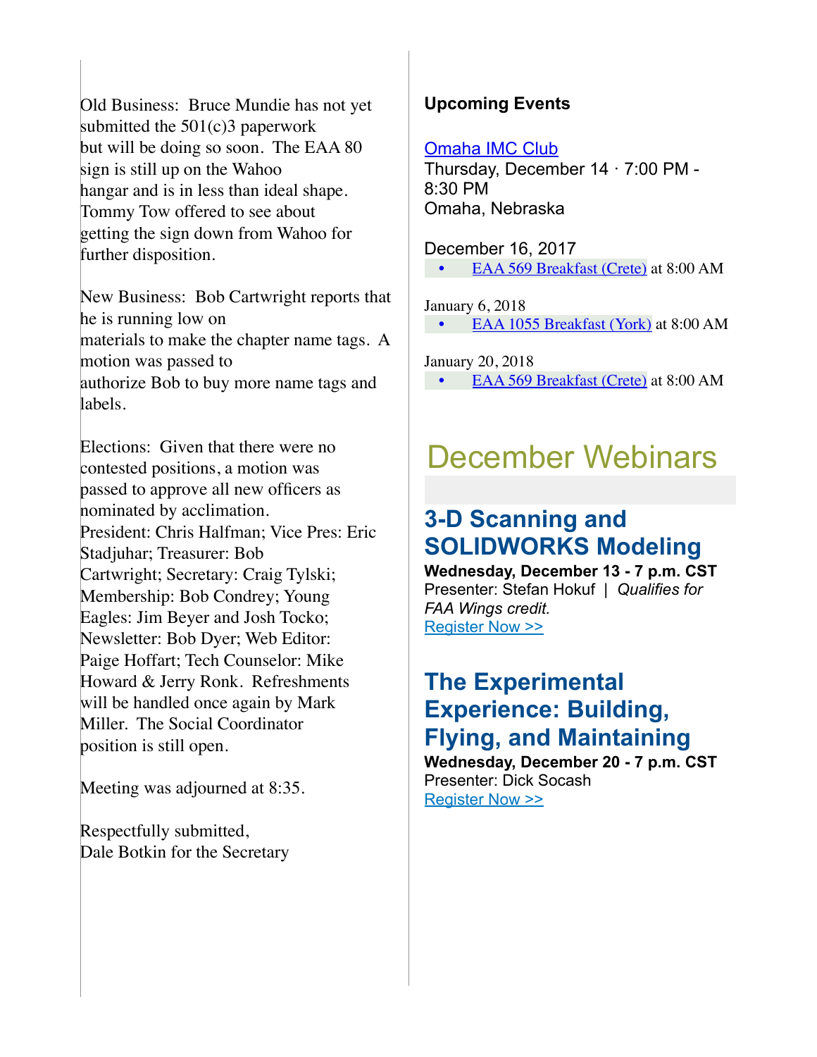Old Business: Bruce Mundie has not yet submitted the 501(c)3 paperwork but will be doing so soon. The EAA 80 sign is still up on the Wahoo hangar and is in less than ideal shape. Tommy Tow offered to see about getting the sign down from Wahoo for further disposition.

New Business: Bob Cartwright reports that he is running low on materials to make the chapter name tags. A motion was passed to authorize Bob to buy more name tags and labels.

Elections: Given that there were no contested positions, a motion was passed to approve all new officers as nominated by acclimation. President: Chris Halfman; Vice Pres: Eric Stadjuhar; Treasurer: Bob Cartwright; Secretary: Craig Tylski; Membership: Bob Condrey; Young Eagles: Jim Beyer and Josh Tocko; Newsletter: Bob Dyer; Web Editor: Paige Hoffart; Tech Counselor: Mike Howard & Jerry Ronk. Refreshments will be handled once again by Mark Miller. The Social Coordinator position is still open.

Meeting was adjourned at 8:35.

Respectfully submitted,
Dale Botkin for the Secretary

**Upcoming Events**

Omaha IMC Club
Thursday, December 14 · 7:00 PM - 8:30 PM
Omaha, Nebraska

December 16, 2017

- EAA 569 Breakfast (Crete) at 8:00 AM

January 6, 2018

- EAA 1055 Breakfast (York) at 8:00 AM

January 20, 2018

- EAA 569 Breakfast (Crete) at 8:00 AM

# December Webinars

## 3-D Scanning and SOLIDWORKS Modeling

**Wednesday, December 13 - 7 p.m. CST**
Presenter: Stefan Hokuf | *Qualifies for FAA Wings credit.*
Register Now >>

## The Experimental Experience: Building, Flying, and Maintaining

**Wednesday, December 20 - 7 p.m. CST**
Presenter: Dick Socash
Register Now >>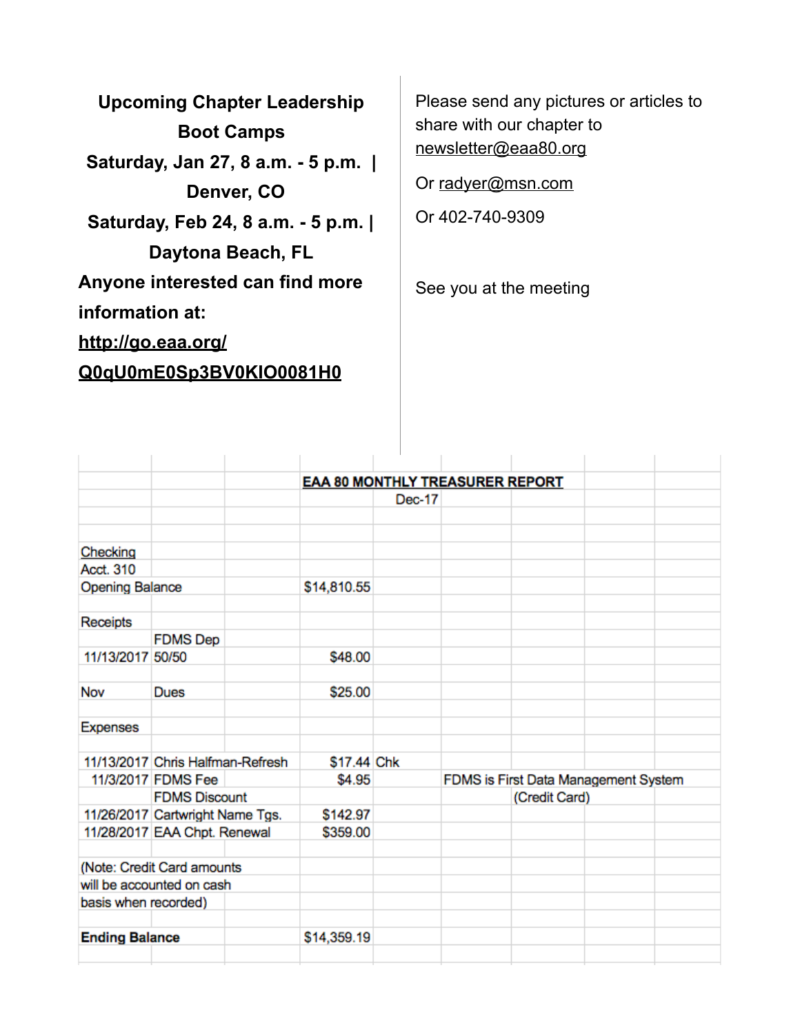**Upcoming Chapter Leadership Boot Camps**

**Saturday, Jan 27, 8 a.m. - 5 p.m. | Denver, CO**

**Saturday, Feb 24, 8 a.m. - 5 p.m. | Daytona Beach, FL**

**Anyone interested can find more information at: http://go.eaa.org/Q0qU0mE0Sp3BV0KIO0081H0**

Please send any pictures or articles to share with our chapter to newsletter@eaa80.org

Or radyer@msn.com

Or 402-740-9309

See you at the meeting

| | | | | | | | | |
|---|---|---|---|---|---|---|---|---|
| | | | **EAA 80 MONTHLY TREASURER REPORT** | | | | | |
| | | | | Dec-17 | | | | |
| Checking | | | | | | | | |
| Acct. 310 | | | | | | | | |
| Opening Balance | | | $14,810.55 | | | | | |
| Receipts | | | | | | | | |
| | FDMS Dep | | | | | | | |
| 11/13/2017 | 50/50 | | $48.00 | | | | | |
| Nov | Dues | | $25.00 | | | | | |
| Expenses | | | | | | | | |
| 11/13/2017 | Chris Halfman-Refresh | | $17.44 | Chk | | | | |
| 11/3/2017 | FDMS Fee | | $4.95 | | FDMS is First Data Management System | | | |
| | FDMS Discount | | | | | (Credit Card) | | |
| 11/26/2017 | Cartwright Name Tgs. | | $142.97 | | | | | |
| 11/28/2017 | EAA Chpt. Renewal | | $359.00 | | | | | |
| (Note: Credit Card amounts will be accounted on cash basis when recorded) | | | | | | | | |
| **Ending Balance** | | | $14,359.19 | | | | | |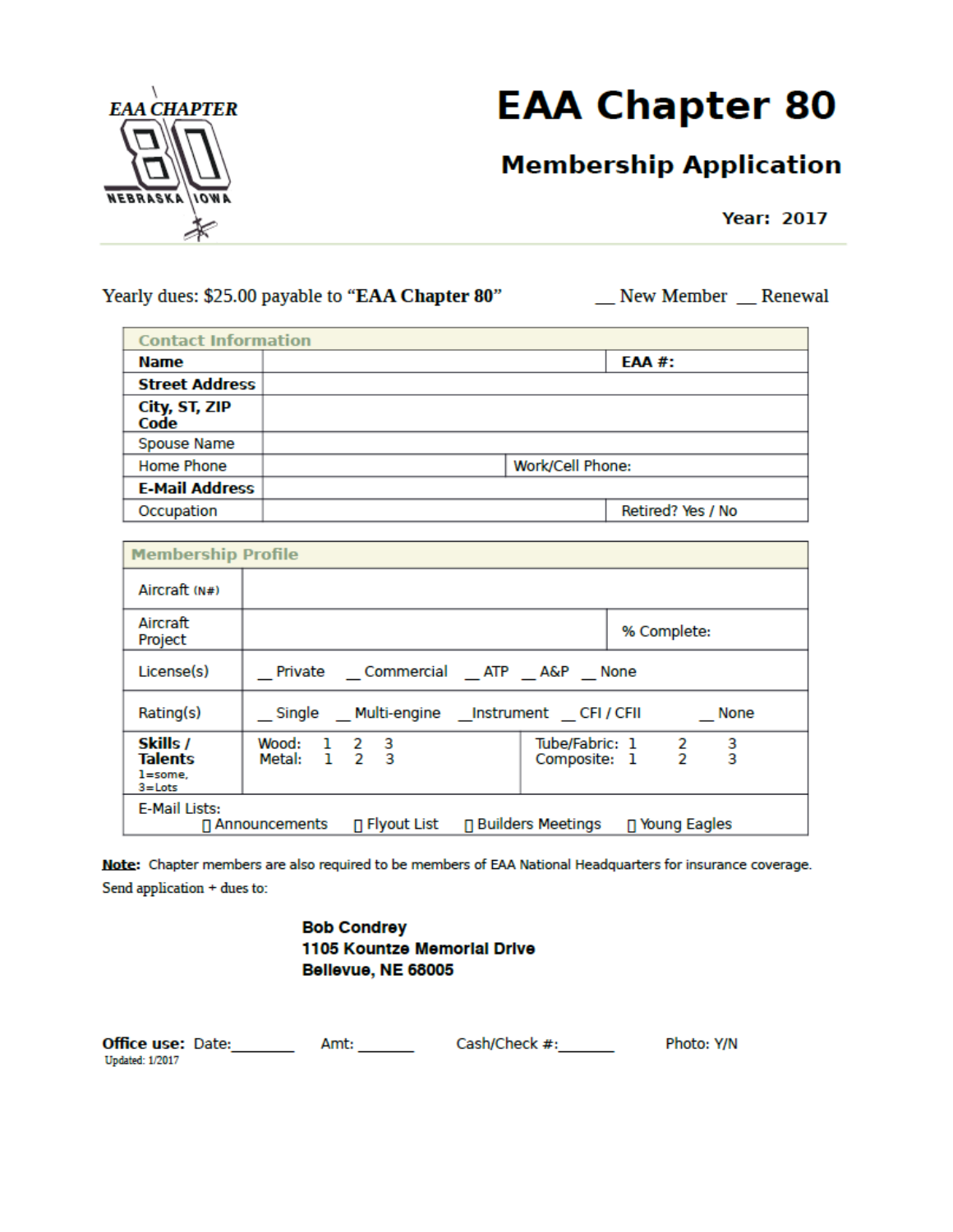EAA CHAPTER 80 NEBRASKA IOWA

# EAA Chapter 80

## Membership Application

**Year: 2017**

Yearly dues: $25.00 payable to "**EAA Chapter 80**" __ New Member __ Renewal

| Contact Information | | | |
|---|---|---|---|
| **Name** | | **EAA #:** | |
| **Street Address** | | | |
| **City, ST, ZIP Code** | | | |
| Spouse Name | | | |
| Home Phone | | Work/Cell Phone: | |
| **E-Mail Address** | | | |
| Occupation | | Retired? Yes / No | |

| Membership Profile | | |
|---|---|---|
| Aircraft (N#) | | |
| Aircraft Project | | % Complete: |
| License(s) | __ Private __ Commercial __ ATP __ A&P __ None | |
| Rating(s) | __ Single __ Multi-engine __Instrument __ CFI / CFII __ None | |
| **Skills / Talents** 1=some, 3=Lots | Wood: 1 2 3<br>Metal: 1 2 3 | Tube/Fabric: 1 2 3<br>Composite: 1 2 3 |
| E-Mail Lists: ▯ Announcements ▯ Flyout List ▯ Builders Meetings ▯ Young Eagles | | |

**Note:** Chapter members are also required to be members of EAA National Headquarters for insurance coverage.

Send application + dues to:

**Bob Condrey**
**1105 Kountze Memorial Drive**
**Bellevue, NE 68005**

**Office use:** Date:_______ Amt: _______ Cash/Check #:_______ Photo: Y/N

Updated: 1/2017